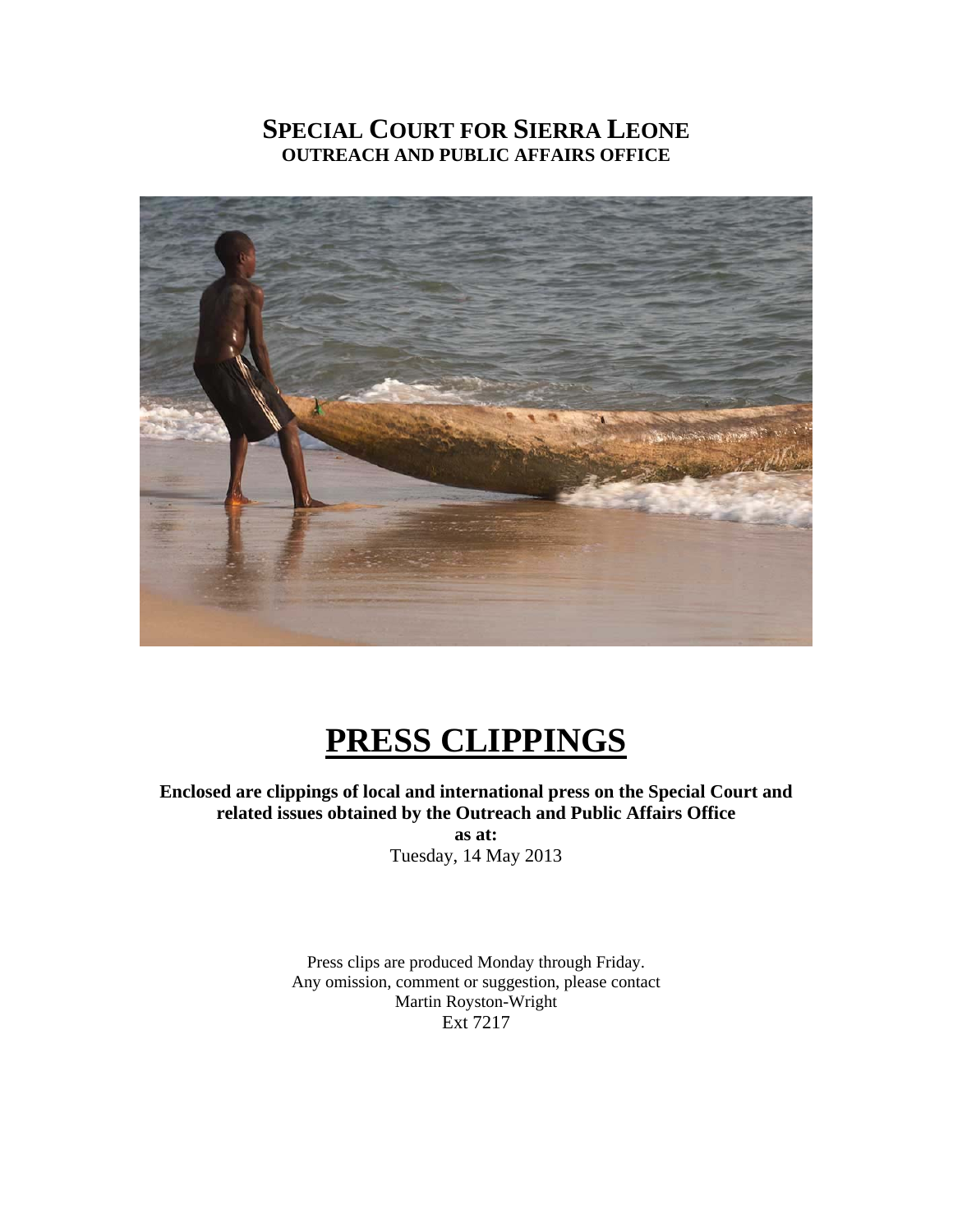# SPECIAL COURT FOR SIERRA LEONE
## OUTREACH AND PUBLIC AFFAIRS OFFICE

# PRESS CLIPPINGS

**Enclosed are clippings of local and international press on the Special Court and related issues obtained by the Outreach and Public Affairs Office**

**as at:**

Tuesday, 14 May 2013

Press clips are produced Monday through Friday.
Any omission, comment or suggestion, please contact
Martin Royston-Wright
Ext 7217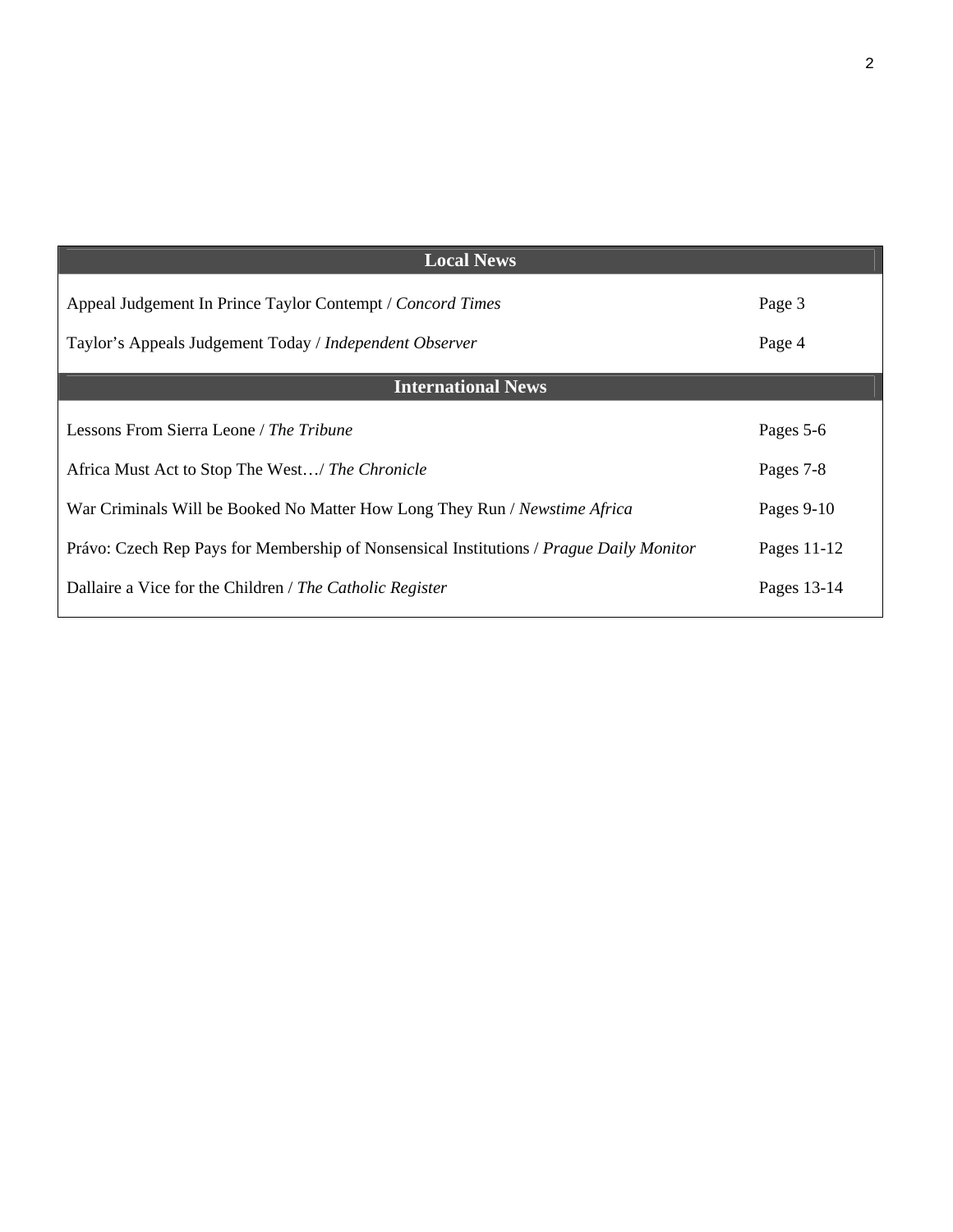| Local News | |
|---|---|
| Appeal Judgement In Prince Taylor Contempt / *Concord Times* | Page 3 |
| Taylor's Appeals Judgement Today / *Independent Observer* | Page 4 |
| **International News** | |
| Lessons From Sierra Leone / *The Tribune* | Pages 5-6 |
| Africa Must Act to Stop The West…/ *The Chronicle* | Pages 7-8 |
| War Criminals Will be Booked No Matter How Long They Run / *Newstime Africa* | Pages 9-10 |
| Právo: Czech Rep Pays for Membership of Nonsensical Institutions / *Prague Daily Monitor* | Pages 11-12 |
| Dallaire a Vice for the Children / *The Catholic Register* | Pages 13-14 |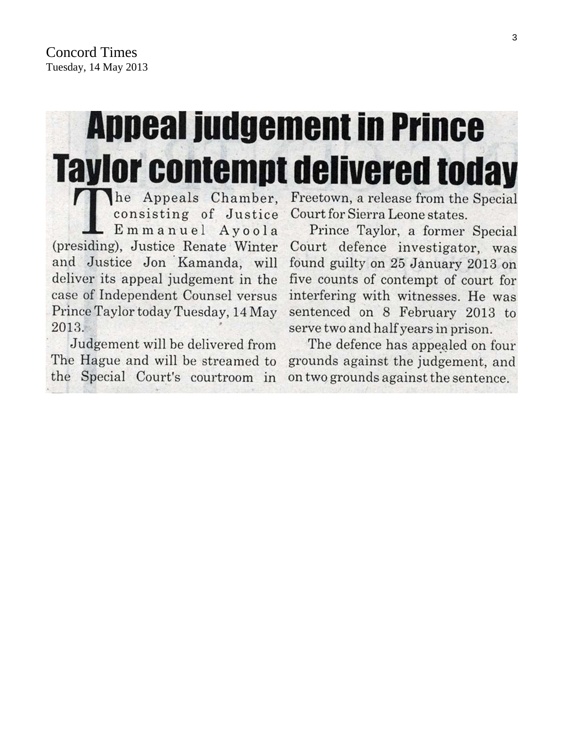Concord Times
Tuesday, 14 May 2013

# Appeal judgement in Prince Taylor contempt delivered today

The Appeals Chamber, consisting of Justice Emmanuel Ayoola (presiding), Justice Renate Winter and Justice Jon Kamanda, will deliver its appeal judgement in the case of Independent Counsel versus Prince Taylor today Tuesday, 14 May 2013.

Judgement will be delivered from The Hague and will be streamed to the Special Court's courtroom in Freetown, a release from the Special Court for Sierra Leone states.

Prince Taylor, a former Special Court defence investigator, was found guilty on 25 January 2013 on five counts of contempt of court for interfering with witnesses. He was sentenced on 8 February 2013 to serve two and half years in prison.

The defence has appealed on four grounds against the judgement, and on two grounds against the sentence.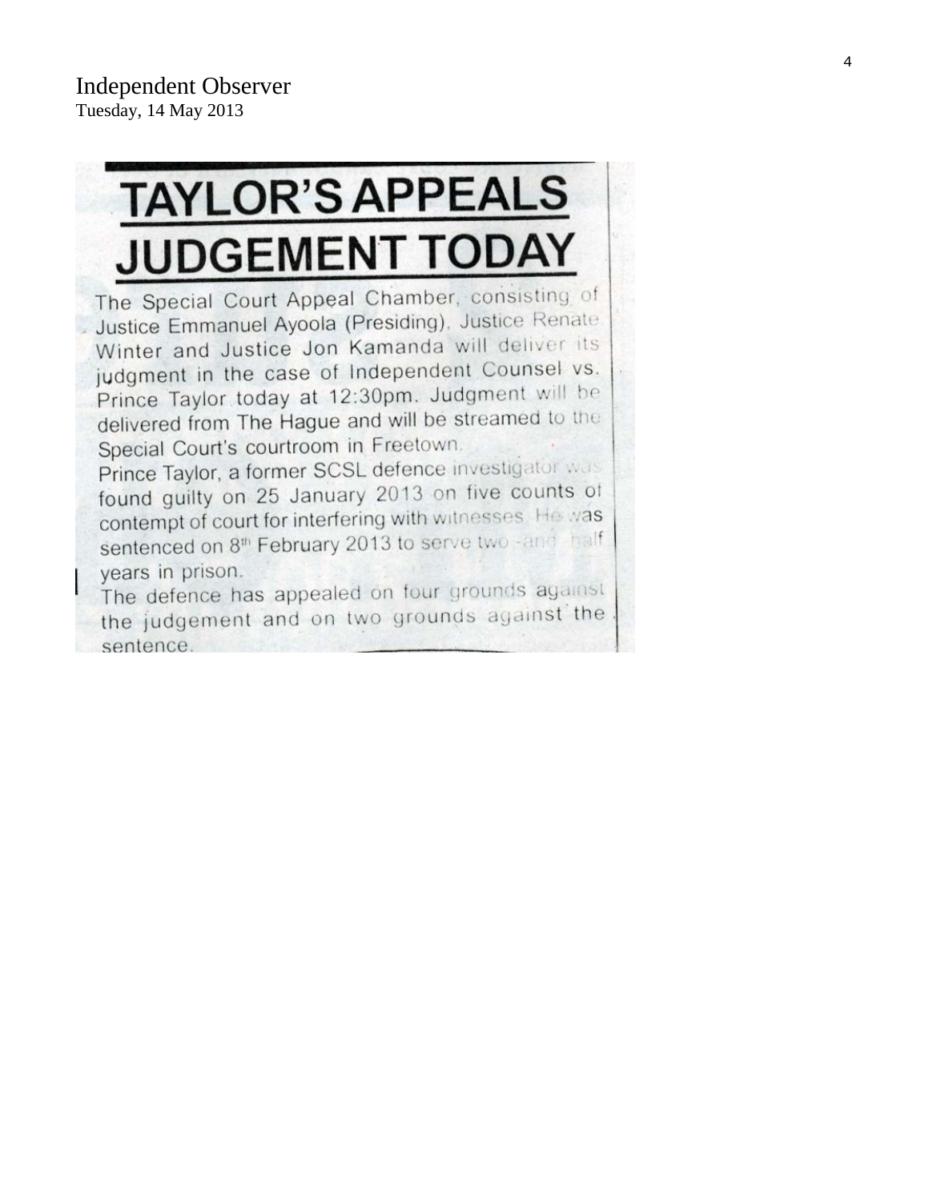Independent Observer
Tuesday, 14 May 2013

# TAYLOR'S APPEALS JUDGEMENT TODAY

The Special Court Appeal Chamber, consisting of Justice Emmanuel Ayoola (Presiding), Justice Renate Winter and Justice Jon Kamanda will deliver its judgment in the case of Independent Counsel vs. Prince Taylor today at 12:30pm. Judgment will be delivered from The Hague and will be streamed to the Special Court's courtroom in Freetown.

Prince Taylor, a former SCSL defence investigator was found guilty on 25 January 2013 on five counts of contempt of court for interfering with witnesses. He was sentenced on 8th February 2013 to serve two -and- half years in prison.

The defence has appealed on four grounds against the judgement and on two grounds against the sentence.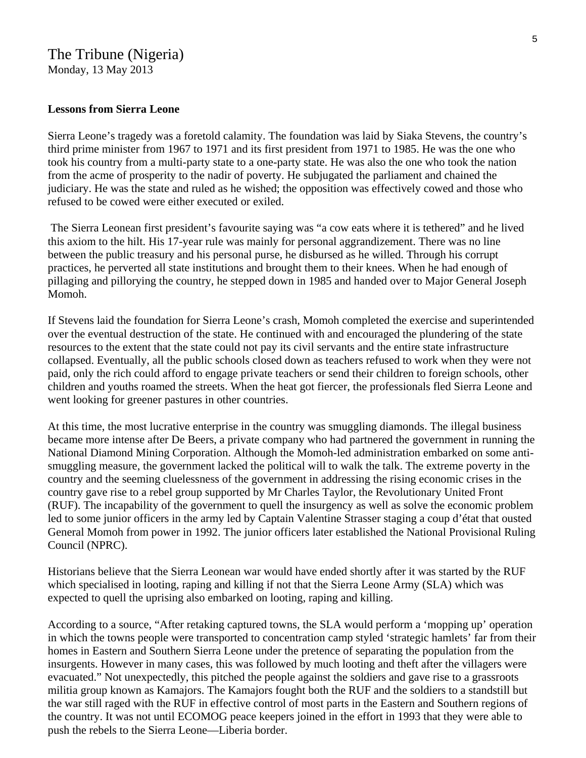The Tribune (Nigeria)
Monday, 13 May 2013

**Lessons from Sierra Leone**

Sierra Leone's tragedy was a foretold calamity. The foundation was laid by Siaka Stevens, the country's third prime minister from 1967 to 1971 and its first president from 1971 to 1985. He was the one who took his country from a multi-party state to a one-party state. He was also the one who took the nation from the acme of prosperity to the nadir of poverty. He subjugated the parliament and chained the judiciary. He was the state and ruled as he wished; the opposition was effectively cowed and those who refused to be cowed were either executed or exiled.

The Sierra Leonean first president's favourite saying was "a cow eats where it is tethered" and he lived this axiom to the hilt. His 17-year rule was mainly for personal aggrandizement. There was no line between the public treasury and his personal purse, he disbursed as he willed. Through his corrupt practices, he perverted all state institutions and brought them to their knees. When he had enough of pillaging and pillorying the country, he stepped down in 1985 and handed over to Major General Joseph Momoh.

If Stevens laid the foundation for Sierra Leone's crash, Momoh completed the exercise and superintended over the eventual destruction of the state. He continued with and encouraged the plundering of the state resources to the extent that the state could not pay its civil servants and the entire state infrastructure collapsed. Eventually, all the public schools closed down as teachers refused to work when they were not paid, only the rich could afford to engage private teachers or send their children to foreign schools, other children and youths roamed the streets. When the heat got fiercer, the professionals fled Sierra Leone and went looking for greener pastures in other countries.

At this time, the most lucrative enterprise in the country was smuggling diamonds. The illegal business became more intense after De Beers, a private company who had partnered the government in running the National Diamond Mining Corporation. Although the Momoh-led administration embarked on some anti-smuggling measure, the government lacked the political will to walk the talk. The extreme poverty in the country and the seeming cluelessness of the government in addressing the rising economic crises in the country gave rise to a rebel group supported by Mr Charles Taylor, the Revolutionary United Front (RUF). The incapability of the government to quell the insurgency as well as solve the economic problem led to some junior officers in the army led by Captain Valentine Strasser staging a coup d'état that ousted General Momoh from power in 1992. The junior officers later established the National Provisional Ruling Council (NPRC).

Historians believe that the Sierra Leonean war would have ended shortly after it was started by the RUF which specialised in looting, raping and killing if not that the Sierra Leone Army (SLA) which was expected to quell the uprising also embarked on looting, raping and killing.

According to a source, "After retaking captured towns, the SLA would perform a 'mopping up' operation in which the towns people were transported to concentration camp styled 'strategic hamlets' far from their homes in Eastern and Southern Sierra Leone under the pretence of separating the population from the insurgents. However in many cases, this was followed by much looting and theft after the villagers were evacuated." Not unexpectedly, this pitched the people against the soldiers and gave rise to a grassroots militia group known as Kamajors. The Kamajors fought both the RUF and the soldiers to a standstill but the war still raged with the RUF in effective control of most parts in the Eastern and Southern regions of the country. It was not until ECOMOG peace keepers joined in the effort in 1993 that they were able to push the rebels to the Sierra Leone—Liberia border.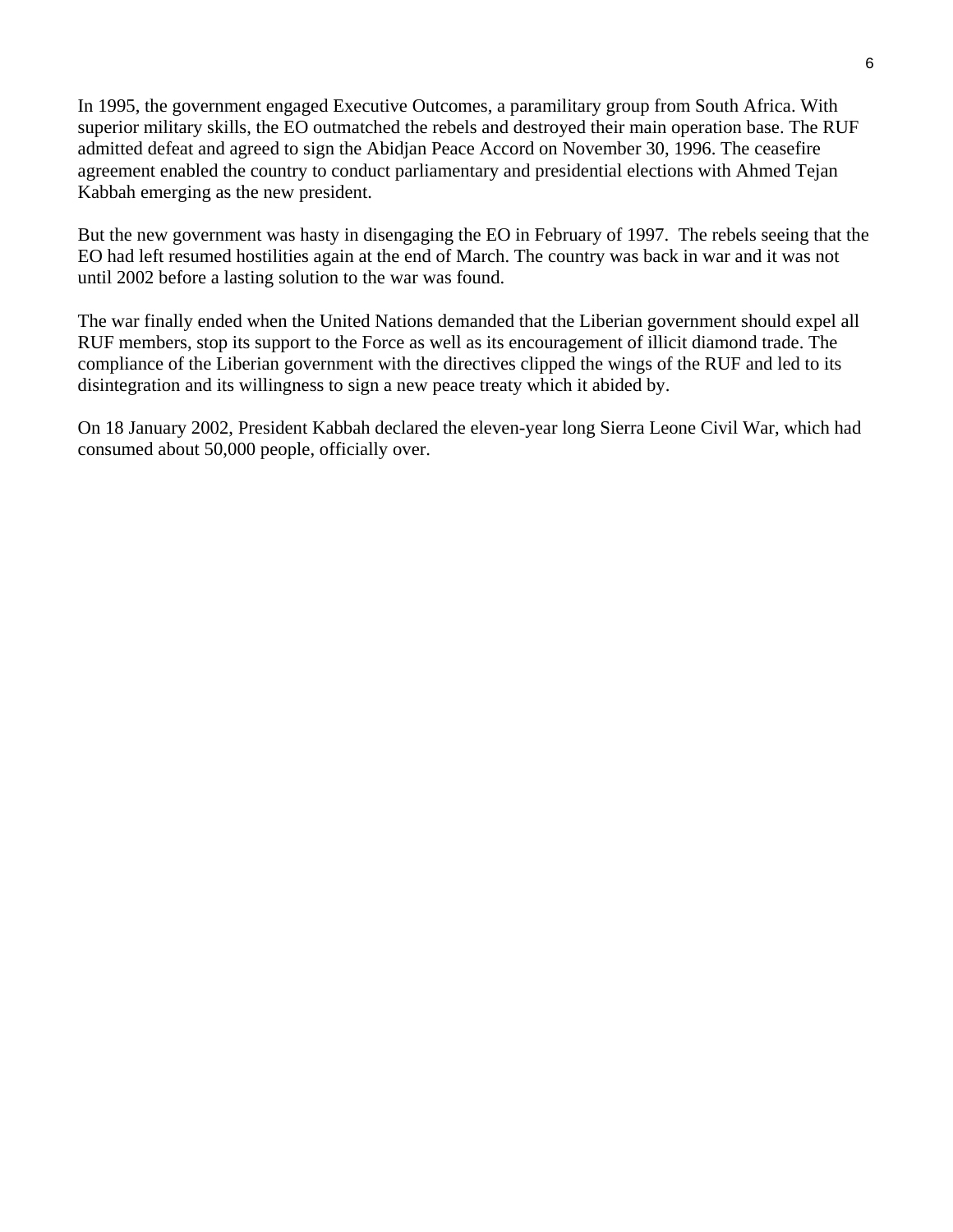In 1995, the government engaged Executive Outcomes, a paramilitary group from South Africa. With superior military skills, the EO outmatched the rebels and destroyed their main operation base. The RUF admitted defeat and agreed to sign the Abidjan Peace Accord on November 30, 1996. The ceasefire agreement enabled the country to conduct parliamentary and presidential elections with Ahmed Tejan Kabbah emerging as the new president.

But the new government was hasty in disengaging the EO in February of 1997. The rebels seeing that the EO had left resumed hostilities again at the end of March. The country was back in war and it was not until 2002 before a lasting solution to the war was found.

The war finally ended when the United Nations demanded that the Liberian government should expel all RUF members, stop its support to the Force as well as its encouragement of illicit diamond trade. The compliance of the Liberian government with the directives clipped the wings of the RUF and led to its disintegration and its willingness to sign a new peace treaty which it abided by.

On 18 January 2002, President Kabbah declared the eleven-year long Sierra Leone Civil War, which had consumed about 50,000 people, officially over.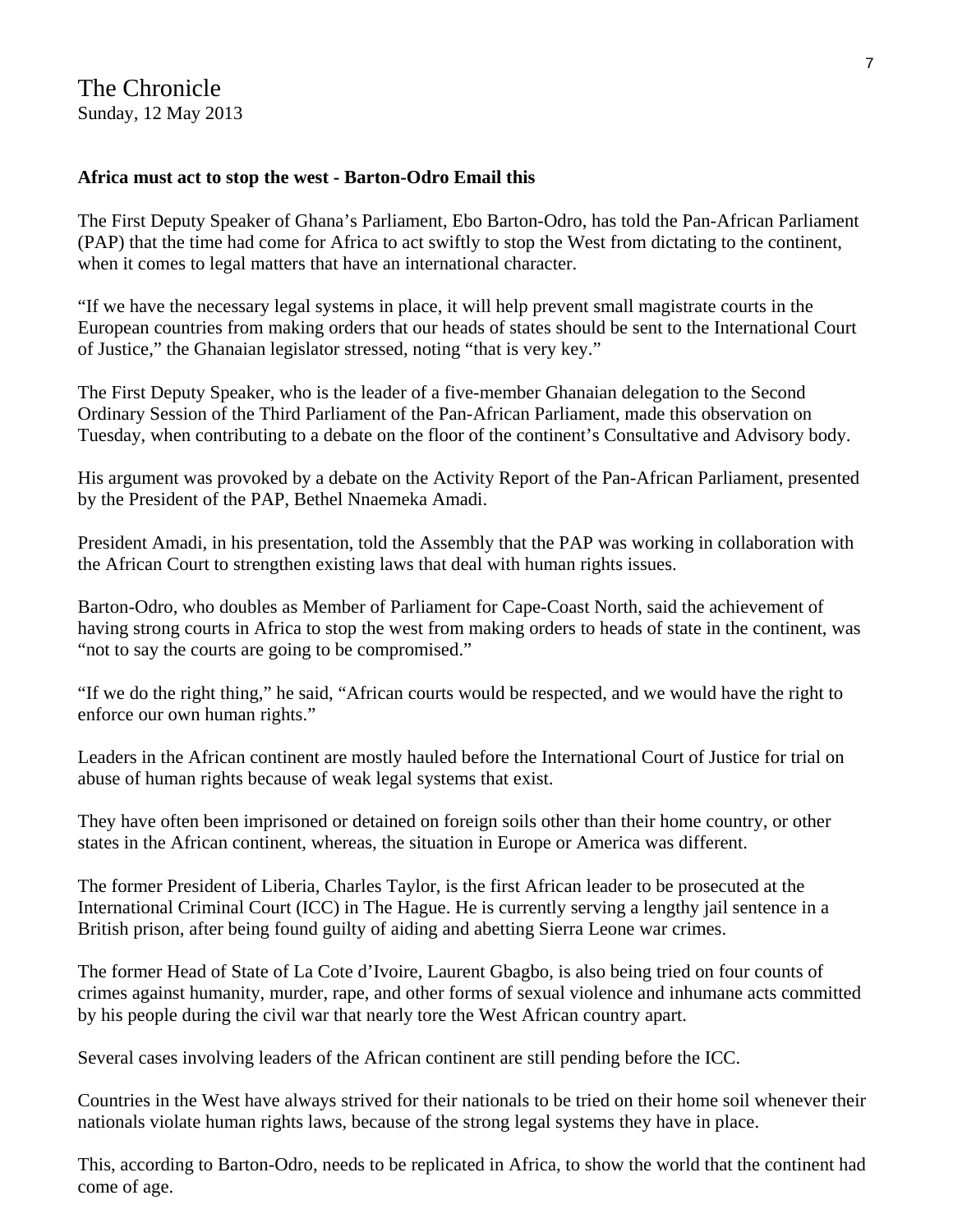The Chronicle
Sunday, 12 May 2013

**Africa must act to stop the west - Barton-Odro Email this**

The First Deputy Speaker of Ghana's Parliament, Ebo Barton-Odro, has told the Pan-African Parliament (PAP) that the time had come for Africa to act swiftly to stop the West from dictating to the continent, when it comes to legal matters that have an international character.

"If we have the necessary legal systems in place, it will help prevent small magistrate courts in the European countries from making orders that our heads of states should be sent to the International Court of Justice," the Ghanaian legislator stressed, noting "that is very key."

The First Deputy Speaker, who is the leader of a five-member Ghanaian delegation to the Second Ordinary Session of the Third Parliament of the Pan-African Parliament, made this observation on Tuesday, when contributing to a debate on the floor of the continent's Consultative and Advisory body.

His argument was provoked by a debate on the Activity Report of the Pan-African Parliament, presented by the President of the PAP, Bethel Nnaemeka Amadi.

President Amadi, in his presentation, told the Assembly that the PAP was working in collaboration with the African Court to strengthen existing laws that deal with human rights issues.

Barton-Odro, who doubles as Member of Parliament for Cape-Coast North, said the achievement of having strong courts in Africa to stop the west from making orders to heads of state in the continent, was "not to say the courts are going to be compromised."

"If we do the right thing," he said, "African courts would be respected, and we would have the right to enforce our own human rights."

Leaders in the African continent are mostly hauled before the International Court of Justice for trial on abuse of human rights because of weak legal systems that exist.

They have often been imprisoned or detained on foreign soils other than their home country, or other states in the African continent, whereas, the situation in Europe or America was different.

The former President of Liberia, Charles Taylor, is the first African leader to be prosecuted at the International Criminal Court (ICC) in The Hague. He is currently serving a lengthy jail sentence in a British prison, after being found guilty of aiding and abetting Sierra Leone war crimes.

The former Head of State of La Cote d'Ivoire, Laurent Gbagbo, is also being tried on four counts of crimes against humanity, murder, rape, and other forms of sexual violence and inhumane acts committed by his people during the civil war that nearly tore the West African country apart.

Several cases involving leaders of the African continent are still pending before the ICC.

Countries in the West have always strived for their nationals to be tried on their home soil whenever their nationals violate human rights laws, because of the strong legal systems they have in place.

This, according to Barton-Odro, needs to be replicated in Africa, to show the world that the continent had come of age.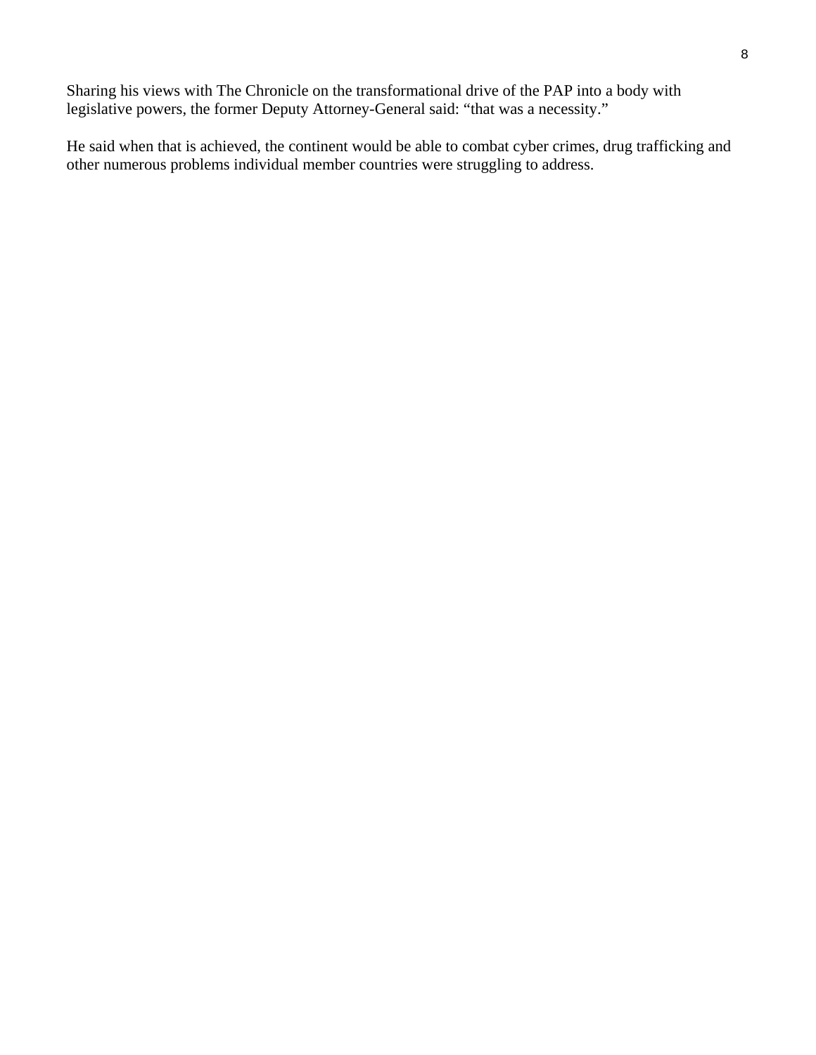Sharing his views with The Chronicle on the transformational drive of the PAP into a body with legislative powers, the former Deputy Attorney-General said: “that was a necessity.”

He said when that is achieved, the continent would be able to combat cyber crimes, drug trafficking and other numerous problems individual member countries were struggling to address.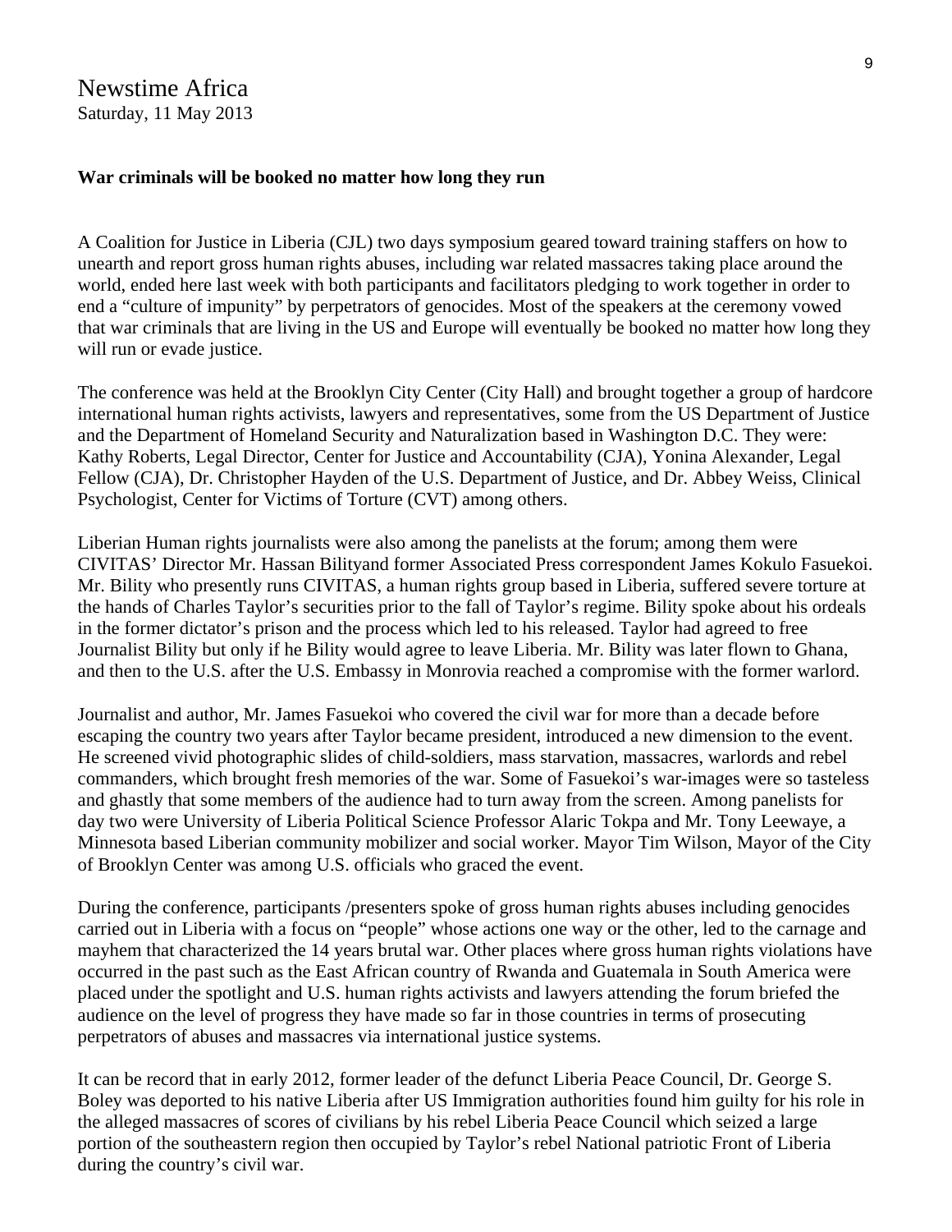Newstime Africa
Saturday, 11 May 2013

**War criminals will be booked no matter how long they run**

A Coalition for Justice in Liberia (CJL) two days symposium geared toward training staffers on how to unearth and report gross human rights abuses, including war related massacres taking place around the world, ended here last week with both participants and facilitators pledging to work together in order to end a "culture of impunity" by perpetrators of genocides. Most of the speakers at the ceremony vowed that war criminals that are living in the US and Europe will eventually be booked no matter how long they will run or evade justice.

The conference was held at the Brooklyn City Center (City Hall) and brought together a group of hardcore international human rights activists, lawyers and representatives, some from the US Department of Justice and the Department of Homeland Security and Naturalization based in Washington D.C. They were: Kathy Roberts, Legal Director, Center for Justice and Accountability (CJA), Yonina Alexander, Legal Fellow (CJA), Dr. Christopher Hayden of the U.S. Department of Justice, and Dr. Abbey Weiss, Clinical Psychologist, Center for Victims of Torture (CVT) among others.

Liberian Human rights journalists were also among the panelists at the forum; among them were CIVITAS' Director Mr. Hassan Bilityand former Associated Press correspondent James Kokulo Fasuekoi. Mr. Bility who presently runs CIVITAS, a human rights group based in Liberia, suffered severe torture at the hands of Charles Taylor's securities prior to the fall of Taylor's regime. Bility spoke about his ordeals in the former dictator's prison and the process which led to his released. Taylor had agreed to free Journalist Bility but only if he Bility would agree to leave Liberia. Mr. Bility was later flown to Ghana, and then to the U.S. after the U.S. Embassy in Monrovia reached a compromise with the former warlord.

Journalist and author, Mr. James Fasuekoi who covered the civil war for more than a decade before escaping the country two years after Taylor became president, introduced a new dimension to the event. He screened vivid photographic slides of child-soldiers, mass starvation, massacres, warlords and rebel commanders, which brought fresh memories of the war. Some of Fasuekoi's war-images were so tasteless and ghastly that some members of the audience had to turn away from the screen. Among panelists for day two were University of Liberia Political Science Professor Alaric Tokpa and Mr. Tony Leewaye, a Minnesota based Liberian community mobilizer and social worker. Mayor Tim Wilson, Mayor of the City of Brooklyn Center was among U.S. officials who graced the event.

During the conference, participants /presenters spoke of gross human rights abuses including genocides carried out in Liberia with a focus on "people" whose actions one way or the other, led to the carnage and mayhem that characterized the 14 years brutal war. Other places where gross human rights violations have occurred in the past such as the East African country of Rwanda and Guatemala in South America were placed under the spotlight and U.S. human rights activists and lawyers attending the forum briefed the audience on the level of progress they have made so far in those countries in terms of prosecuting perpetrators of abuses and massacres via international justice systems.

It can be record that in early 2012, former leader of the defunct Liberia Peace Council, Dr. George S. Boley was deported to his native Liberia after US Immigration authorities found him guilty for his role in the alleged massacres of scores of civilians by his rebel Liberia Peace Council which seized a large portion of the southeastern region then occupied by Taylor's rebel National patriotic Front of Liberia during the country's civil war.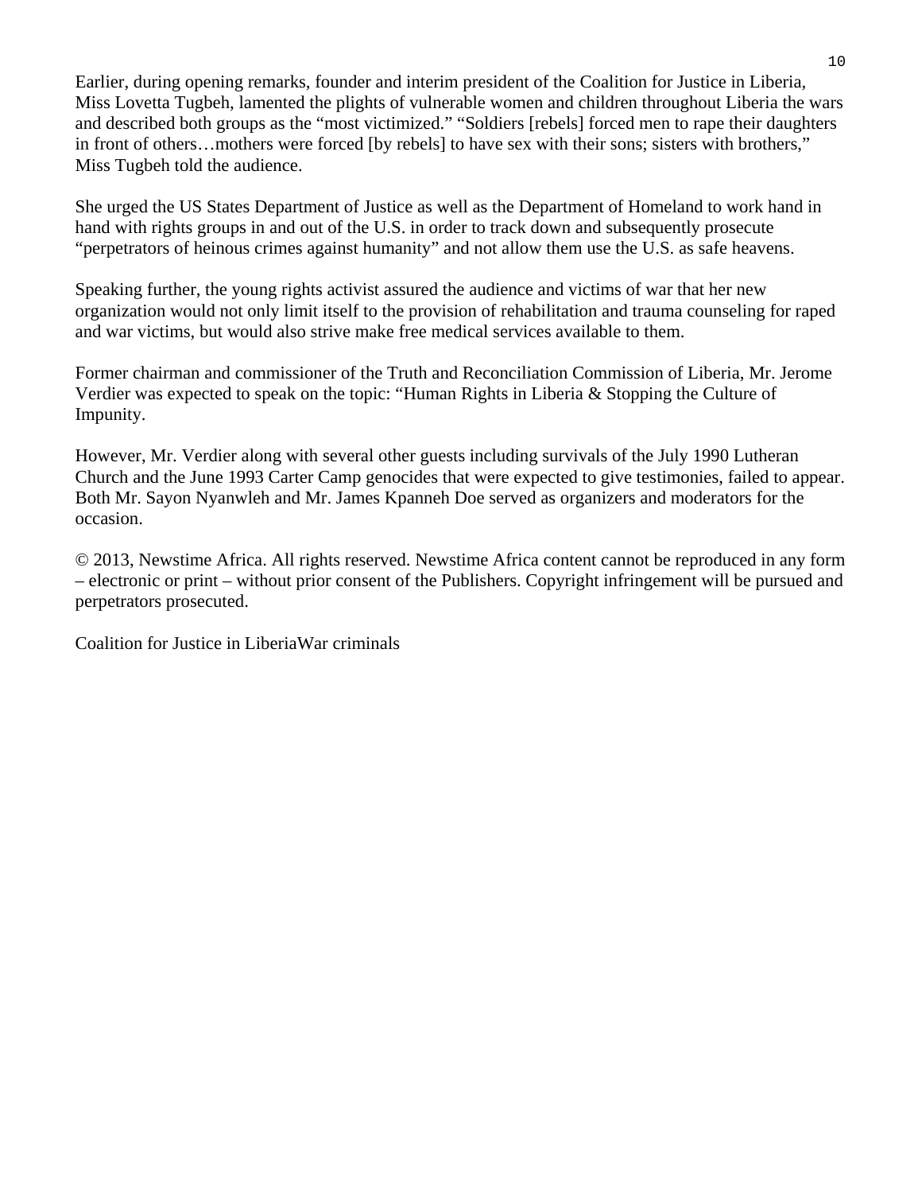Earlier, during opening remarks, founder and interim president of the Coalition for Justice in Liberia, Miss Lovetta Tugbeh, lamented the plights of vulnerable women and children throughout Liberia the wars and described both groups as the "most victimized." "Soldiers [rebels] forced men to rape their daughters in front of others…mothers were forced [by rebels] to have sex with their sons; sisters with brothers," Miss Tugbeh told the audience.

She urged the US States Department of Justice as well as the Department of Homeland to work hand in hand with rights groups in and out of the U.S. in order to track down and subsequently prosecute "perpetrators of heinous crimes against humanity" and not allow them use the U.S. as safe heavens.

Speaking further, the young rights activist assured the audience and victims of war that her new organization would not only limit itself to the provision of rehabilitation and trauma counseling for raped and war victims, but would also strive make free medical services available to them.

Former chairman and commissioner of the Truth and Reconciliation Commission of Liberia, Mr. Jerome Verdier was expected to speak on the topic: "Human Rights in Liberia & Stopping the Culture of Impunity.

However, Mr. Verdier along with several other guests including survivals of the July 1990 Lutheran Church and the June 1993 Carter Camp genocides that were expected to give testimonies, failed to appear. Both Mr. Sayon Nyanwleh and Mr. James Kpanneh Doe served as organizers and moderators for the occasion.

© 2013, Newstime Africa. All rights reserved. Newstime Africa content cannot be reproduced in any form – electronic or print – without prior consent of the Publishers. Copyright infringement will be pursued and perpetrators prosecuted.

Coalition for Justice in LiberiaWar criminals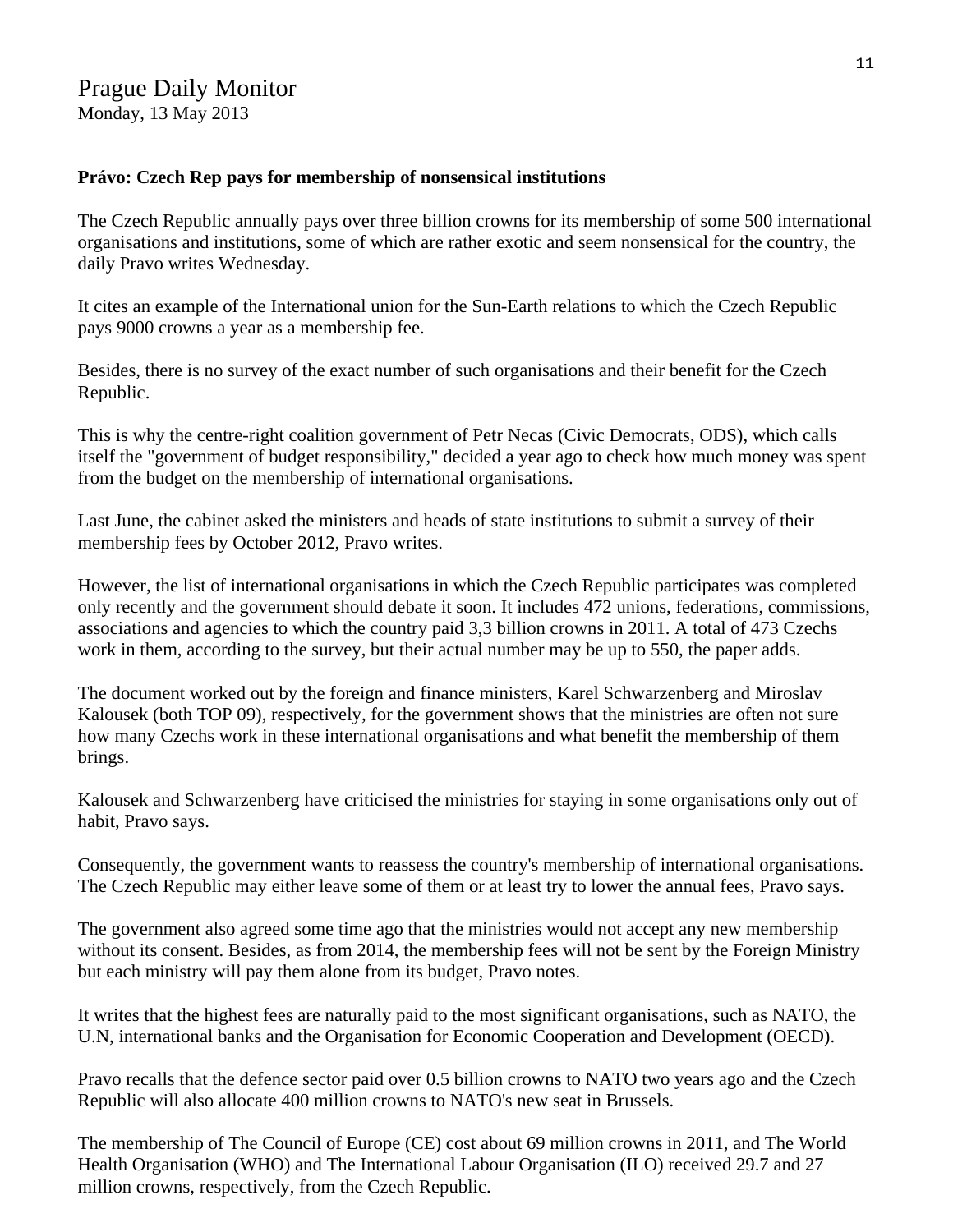Prague Daily Monitor
Monday, 13 May 2013

**Právo: Czech Rep pays for membership of nonsensical institutions**

The Czech Republic annually pays over three billion crowns for its membership of some 500 international organisations and institutions, some of which are rather exotic and seem nonsensical for the country, the daily Pravo writes Wednesday.

It cites an example of the International union for the Sun-Earth relations to which the Czech Republic pays 9000 crowns a year as a membership fee.

Besides, there is no survey of the exact number of such organisations and their benefit for the Czech Republic.

This is why the centre-right coalition government of Petr Necas (Civic Democrats, ODS), which calls itself the "government of budget responsibility," decided a year ago to check how much money was spent from the budget on the membership of international organisations.

Last June, the cabinet asked the ministers and heads of state institutions to submit a survey of their membership fees by October 2012, Pravo writes.

However, the list of international organisations in which the Czech Republic participates was completed only recently and the government should debate it soon. It includes 472 unions, federations, commissions, associations and agencies to which the country paid 3,3 billion crowns in 2011. A total of 473 Czechs work in them, according to the survey, but their actual number may be up to 550, the paper adds.

The document worked out by the foreign and finance ministers, Karel Schwarzenberg and Miroslav Kalousek (both TOP 09), respectively, for the government shows that the ministries are often not sure how many Czechs work in these international organisations and what benefit the membership of them brings.

Kalousek and Schwarzenberg have criticised the ministries for staying in some organisations only out of habit, Pravo says.

Consequently, the government wants to reassess the country's membership of international organisations. The Czech Republic may either leave some of them or at least try to lower the annual fees, Pravo says.

The government also agreed some time ago that the ministries would not accept any new membership without its consent. Besides, as from 2014, the membership fees will not be sent by the Foreign Ministry but each ministry will pay them alone from its budget, Pravo notes.

It writes that the highest fees are naturally paid to the most significant organisations, such as NATO, the U.N, international banks and the Organisation for Economic Cooperation and Development (OECD).

Pravo recalls that the defence sector paid over 0.5 billion crowns to NATO two years ago and the Czech Republic will also allocate 400 million crowns to NATO's new seat in Brussels.

The membership of The Council of Europe (CE) cost about 69 million crowns in 2011, and The World Health Organisation (WHO) and The International Labour Organisation (ILO) received 29.7 and 27 million crowns, respectively, from the Czech Republic.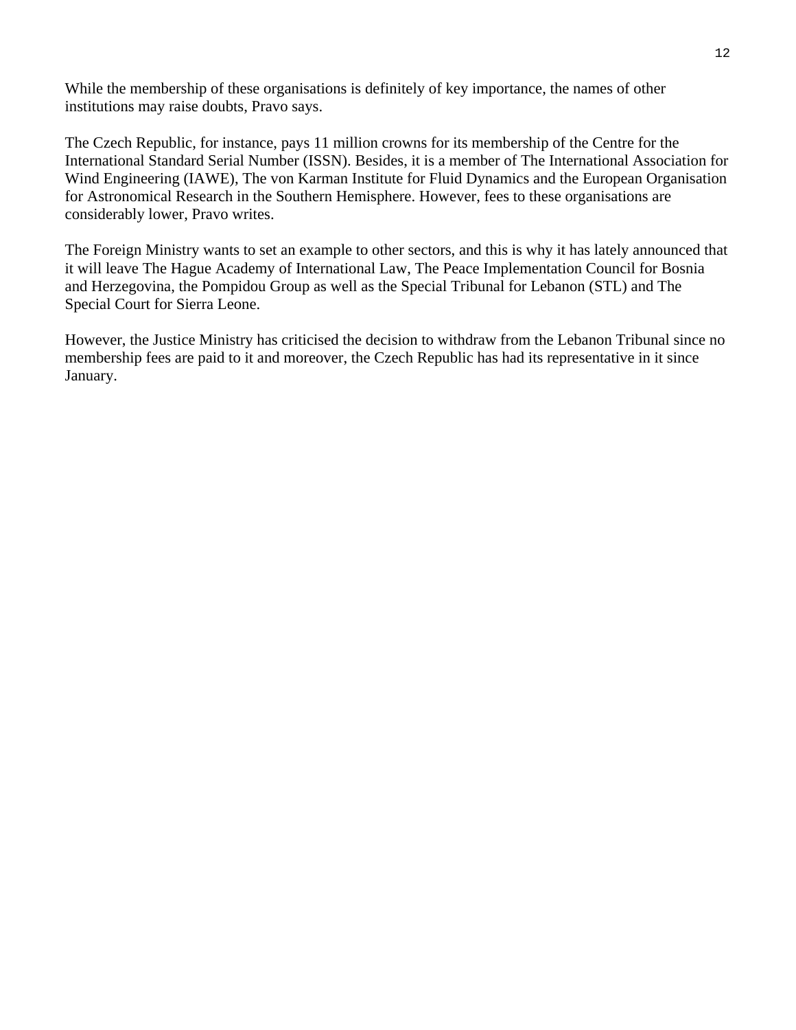While the membership of these organisations is definitely of key importance, the names of other institutions may raise doubts, Pravo says.

The Czech Republic, for instance, pays 11 million crowns for its membership of the Centre for the International Standard Serial Number (ISSN). Besides, it is a member of The International Association for Wind Engineering (IAWE), The von Karman Institute for Fluid Dynamics and the European Organisation for Astronomical Research in the Southern Hemisphere. However, fees to these organisations are considerably lower, Pravo writes.

The Foreign Ministry wants to set an example to other sectors, and this is why it has lately announced that it will leave The Hague Academy of International Law, The Peace Implementation Council for Bosnia and Herzegovina, the Pompidou Group as well as the Special Tribunal for Lebanon (STL) and The Special Court for Sierra Leone.

However, the Justice Ministry has criticised the decision to withdraw from the Lebanon Tribunal since no membership fees are paid to it and moreover, the Czech Republic has had its representative in it since January.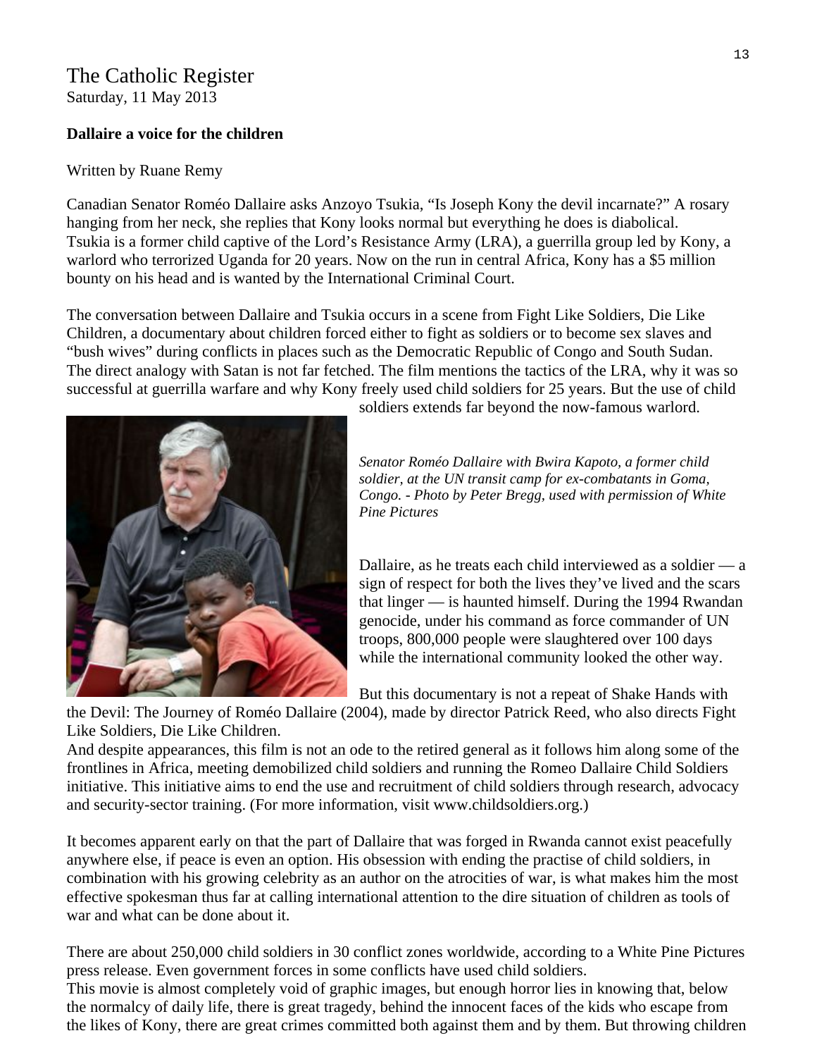# The Catholic Register

Saturday, 11 May 2013

**Dallaire a voice for the children**

Written by Ruane Remy

Canadian Senator Roméo Dallaire asks Anzoyo Tsukia, “Is Joseph Kony the devil incarnate?” A rosary hanging from her neck, she replies that Kony looks normal but everything he does is diabolical. Tsukia is a former child captive of the Lord’s Resistance Army (LRA), a guerrilla group led by Kony, a warlord who terrorized Uganda for 20 years. Now on the run in central Africa, Kony has a $5 million bounty on his head and is wanted by the International Criminal Court.

The conversation between Dallaire and Tsukia occurs in a scene from Fight Like Soldiers, Die Like Children, a documentary about children forced either to fight as soldiers or to become sex slaves and “bush wives” during conflicts in places such as the Democratic Republic of Congo and South Sudan. The direct analogy with Satan is not far fetched. The film mentions the tactics of the LRA, why it was so successful at guerrilla warfare and why Kony freely used child soldiers for 25 years. But the use of child soldiers extends far beyond the now-famous warlord.

*Senator Roméo Dallaire with Bwira Kapoto, a former child soldier, at the UN transit camp for ex-combatants in Goma, Congo. - Photo by Peter Bregg, used with permission of White Pine Pictures*

Dallaire, as he treats each child interviewed as a soldier — a sign of respect for both the lives they’ve lived and the scars that linger — is haunted himself. During the 1994 Rwandan genocide, under his command as force commander of UN troops, 800,000 people were slaughtered over 100 days while the international community looked the other way.

But this documentary is not a repeat of Shake Hands with the Devil: The Journey of Roméo Dallaire (2004), made by director Patrick Reed, who also directs Fight Like Soldiers, Die Like Children.

And despite appearances, this film is not an ode to the retired general as it follows him along some of the frontlines in Africa, meeting demobilized child soldiers and running the Romeo Dallaire Child Soldiers initiative. This initiative aims to end the use and recruitment of child soldiers through research, advocacy and security-sector training. (For more information, visit www.childsoldiers.org.)

It becomes apparent early on that the part of Dallaire that was forged in Rwanda cannot exist peacefully anywhere else, if peace is even an option. His obsession with ending the practise of child soldiers, in combination with his growing celebrity as an author on the atrocities of war, is what makes him the most effective spokesman thus far at calling international attention to the dire situation of children as tools of war and what can be done about it.

There are about 250,000 child soldiers in 30 conflict zones worldwide, according to a White Pine Pictures press release. Even government forces in some conflicts have used child soldiers.

This movie is almost completely void of graphic images, but enough horror lies in knowing that, below the normalcy of daily life, there is great tragedy, behind the innocent faces of the kids who escape from the likes of Kony, there are great crimes committed both against them and by them. But throwing children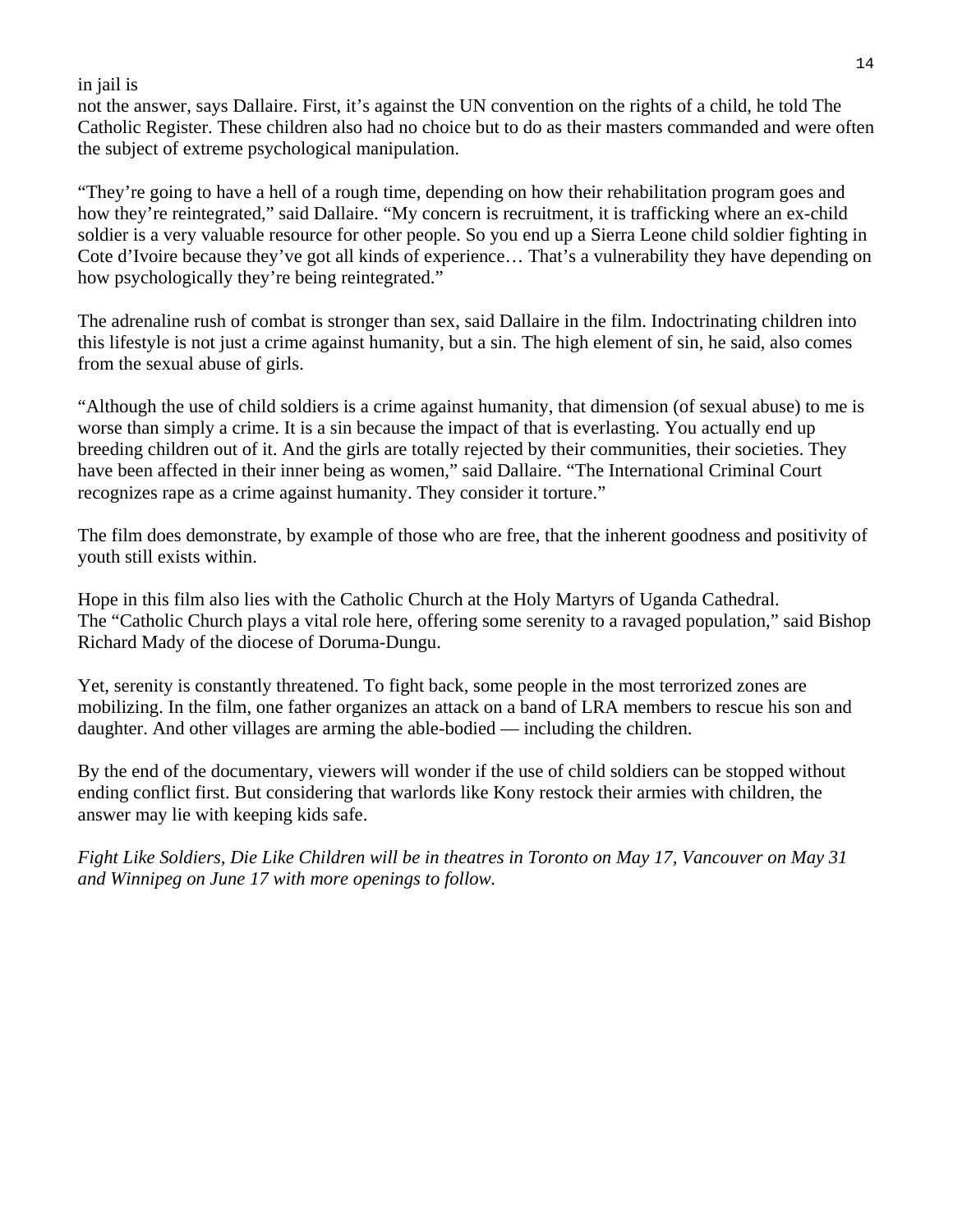in jail is
not the answer, says Dallaire. First, it's against the UN convention on the rights of a child, he told The Catholic Register. These children also had no choice but to do as their masters commanded and were often the subject of extreme psychological manipulation.

"They're going to have a hell of a rough time, depending on how their rehabilitation program goes and how they're reintegrated," said Dallaire. "My concern is recruitment, it is trafficking where an ex-child soldier is a very valuable resource for other people. So you end up a Sierra Leone child soldier fighting in Cote d'Ivoire because they've got all kinds of experience… That's a vulnerability they have depending on how psychologically they're being reintegrated."

The adrenaline rush of combat is stronger than sex, said Dallaire in the film. Indoctrinating children into this lifestyle is not just a crime against humanity, but a sin. The high element of sin, he said, also comes from the sexual abuse of girls.

"Although the use of child soldiers is a crime against humanity, that dimension (of sexual abuse) to me is worse than simply a crime. It is a sin because the impact of that is everlasting. You actually end up breeding children out of it. And the girls are totally rejected by their communities, their societies. They have been affected in their inner being as women," said Dallaire. "The International Criminal Court recognizes rape as a crime against humanity. They consider it torture."

The film does demonstrate, by example of those who are free, that the inherent goodness and positivity of youth still exists within.

Hope in this film also lies with the Catholic Church at the Holy Martyrs of Uganda Cathedral.
The "Catholic Church plays a vital role here, offering some serenity to a ravaged population," said Bishop Richard Mady of the diocese of Doruma-Dungu.

Yet, serenity is constantly threatened. To fight back, some people in the most terrorized zones are mobilizing. In the film, one father organizes an attack on a band of LRA members to rescue his son and daughter. And other villages are arming the able-bodied — including the children.

By the end of the documentary, viewers will wonder if the use of child soldiers can be stopped without ending conflict first. But considering that warlords like Kony restock their armies with children, the answer may lie with keeping kids safe.

*Fight Like Soldiers, Die Like Children will be in theatres in Toronto on May 17, Vancouver on May 31 and Winnipeg on June 17 with more openings to follow.*